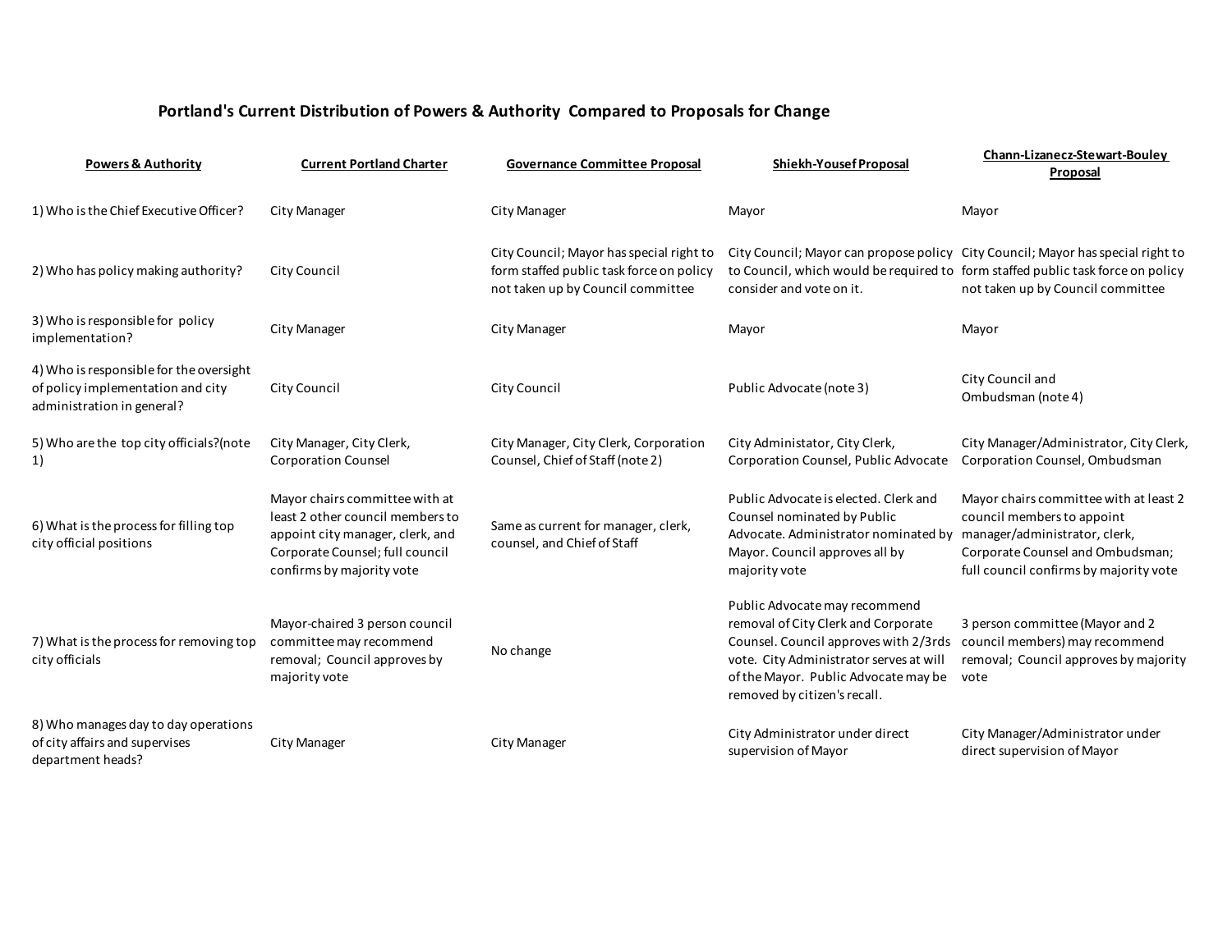# Portland's Current Distribution of Powers & Authority Compared to Proposals for Change

| Powers & Authority | Current Portland Charter | Governance Committee Proposal | Shiekh-Yousef Proposal | Chann-Lizanecz-Stewart-Bouley Proposal |
|---|---|---|---|---|
| 1) Who is the Chief Executive Officer? | City Manager | City Manager | Mayor | Mayor |
| 2) Who has policy making authority? | City Council | City Council; Mayor has special right to form staffed public task force on policy not taken up by Council committee | City Council; Mayor can propose policy to Council, which would be required to consider and vote on it. | City Council; Mayor has special right to form staffed public task force on policy not taken up by Council committee |
| 3) Who is responsible for policy implementation? | City Manager | City Manager | Mayor | Mayor |
| 4) Who is responsible for the oversight of policy implementation and city administration in general? | City Council | City Council | Public Advocate (note 3) | City Council and Ombudsman (note 4) |
| 5) Who are the top city officials?(note 1) | City Manager, City Clerk, Corporation Counsel | City Manager, City Clerk, Corporation Counsel, Chief of Staff (note 2) | City Administator, City Clerk, Corporation Counsel, Public Advocate | City Manager/Administrator, City Clerk, Corporation Counsel, Ombudsman |
| 6) What is the process for filling top city official positions | Mayor chairs committee with at least 2 other council members to appoint city manager, clerk, and Corporate Counsel; full council confirms by majority vote | Same as current for manager, clerk, counsel, and Chief of Staff | Public Advocate is elected. Clerk and Counsel nominated by Public Advocate. Administrator nominated by Mayor. Council approves all by majority vote | Mayor chairs committee with at least 2 council members to appoint manager/administrator, clerk, Corporate Counsel and Ombudsman; full council confirms by majority vote |
| 7) What is the process for removing top city officials | Mayor-chaired 3 person council committee may recommend removal; Council approves by majority vote | No change | Public Advocate may recommend removal of City Clerk and Corporate Counsel. Council approves with 2/3rds vote. City Administrator serves at will of the Mayor. Public Advocate may be removed by citizen's recall. | 3 person committee (Mayor and 2 council members) may recommend removal; Council approves by majority vote |
| 8) Who manages day to day operations of city affairs and supervises department heads? | City Manager | City Manager | City Administrator under direct supervision of Mayor | City Manager/Administrator under direct supervision of Mayor |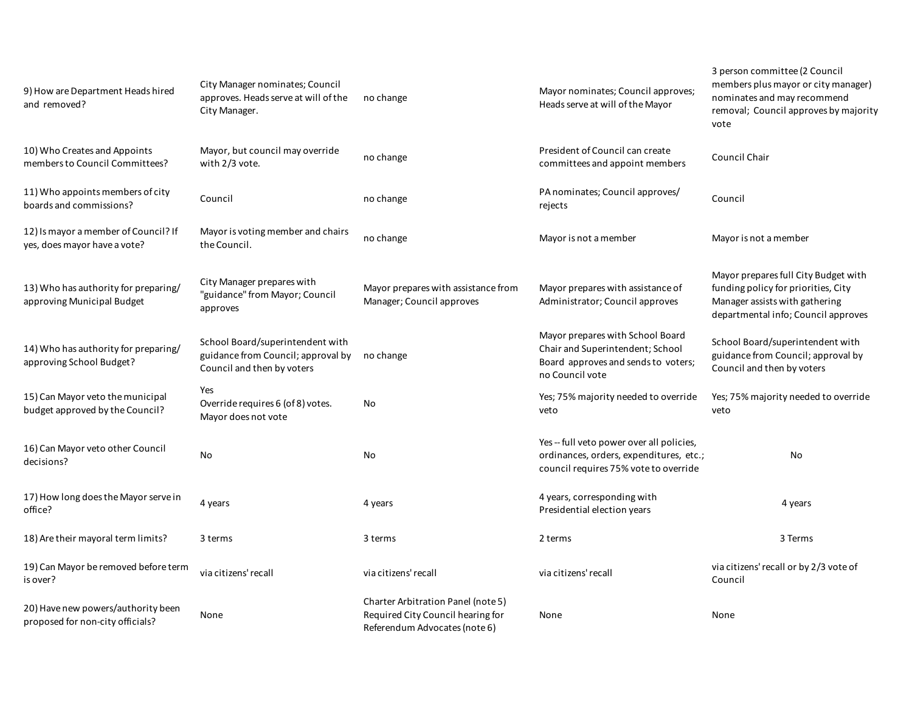| | | | | |
|---|---|---|---|---|
| 9) How are Department Heads hired and removed? | City Manager nominates; Council approves. Heads serve at will of the City Manager. | no change | Mayor nominates; Council approves; Heads serve at will of the Mayor | 3 person committee (2 Council members plus mayor or city manager) nominates and may recommend removal; Council approves by majority vote |
| 10) Who Creates and Appoints members to Council Committees? | Mayor, but council may override with 2/3 vote. | no change | President of Council can create committees and appoint members | Council Chair |
| 11) Who appoints members of city boards and commissions? | Council | no change | PA nominates; Council approves/ rejects | Council |
| 12) Is mayor a member of Council? If yes, does mayor have a vote? | Mayor is voting member and chairs the Council. | no change | Mayor is not a member | Mayor is not a member |
| 13) Who has authority for preparing/ approving Municipal Budget | City Manager prepares with "guidance" from Mayor; Council approves | Mayor prepares with assistance from Manager; Council approves | Mayor prepares with assistance of Administrator; Council approves | Mayor prepares full City Budget with funding policy for priorities, City Manager assists with gathering departmental info; Council approves |
| 14) Who has authority for preparing/ approving School Budget? | School Board/superintendent with guidance from Council; approval by Council and then by voters | no change | Mayor prepares with School Board Chair and Superintendent; School Board approves and sends to voters; no Council vote | School Board/superintendent with guidance from Council; approval by Council and then by voters |
| 15) Can Mayor veto the municipal budget approved by the Council? | Yes<br>Override requires 6 (of 8) votes. Mayor does not vote | No | Yes; 75% majority needed to override veto | Yes; 75% majority needed to override veto |
| 16) Can Mayor veto other Council decisions? | No | No | Yes -- full veto power over all policies, ordinances, orders, expenditures, etc.; council requires 75% vote to override | No |
| 17) How long does the Mayor serve in office? | 4 years | 4 years | 4 years, corresponding with Presidential election years | 4 years |
| 18) Are their mayoral term limits? | 3 terms | 3 terms | 2 terms | 3 Terms |
| 19) Can Mayor be removed before term is over? | via citizens' recall | via citizens' recall | via citizens' recall | via citizens' recall or by 2/3 vote of Council |
| 20) Have new powers/authority been proposed for non-city officials? | None | Charter Arbitration Panel (note 5)<br>Required City Council hearing for Referendum Advocates (note 6) | None | None |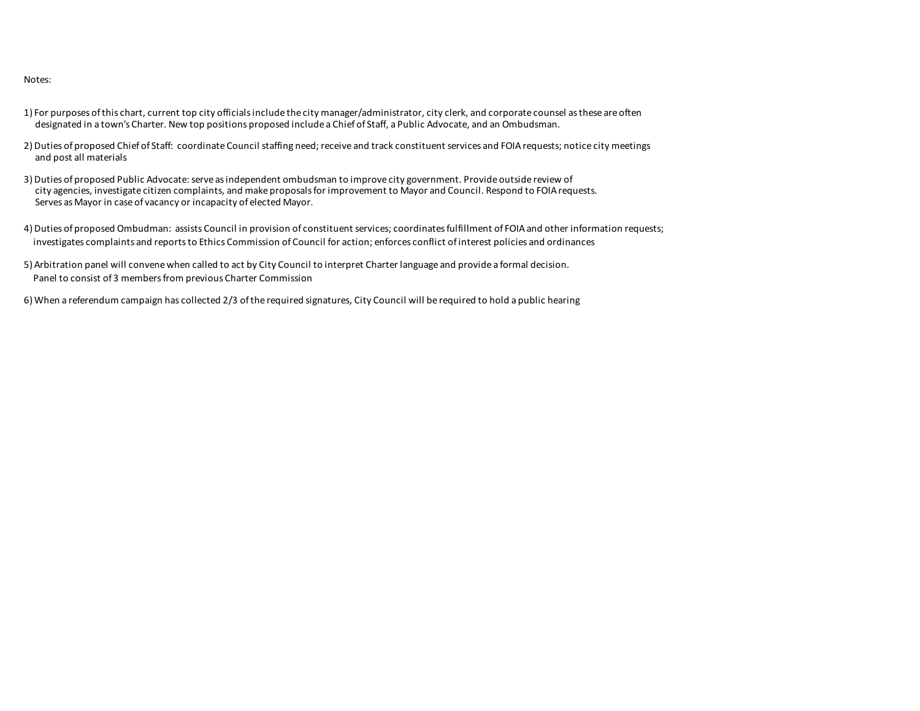Notes:

1) For purposes of this chart, current top city officials include the city manager/administrator, city clerk, and corporate counsel as these are often designated in a town's Charter. New top positions proposed include a Chief of Staff, a Public Advocate, and an Ombudsman.

2) Duties of proposed Chief of Staff: coordinate Council staffing need; receive and track constituent services and FOIA requests; notice city meetings and post all materials

3) Duties of proposed Public Advocate: serve as independent ombudsman to improve city government. Provide outside review of city agencies, investigate citizen complaints, and make proposals for improvement to Mayor and Council. Respond to FOIA requests. Serves as Mayor in case of vacancy or incapacity of elected Mayor.

4) Duties of proposed Ombudman: assists Council in provision of constituent services; coordinates fulfillment of FOIA and other information requests; investigates complaints and reports to Ethics Commission of Council for action; enforces conflict of interest policies and ordinances

5) Arbitration panel will convene when called to act by City Council to interpret Charter language and provide a formal decision. Panel to consist of 3 members from previous Charter Commission

6) When a referendum campaign has collected 2/3 of the required signatures, City Council will be required to hold a public hearing